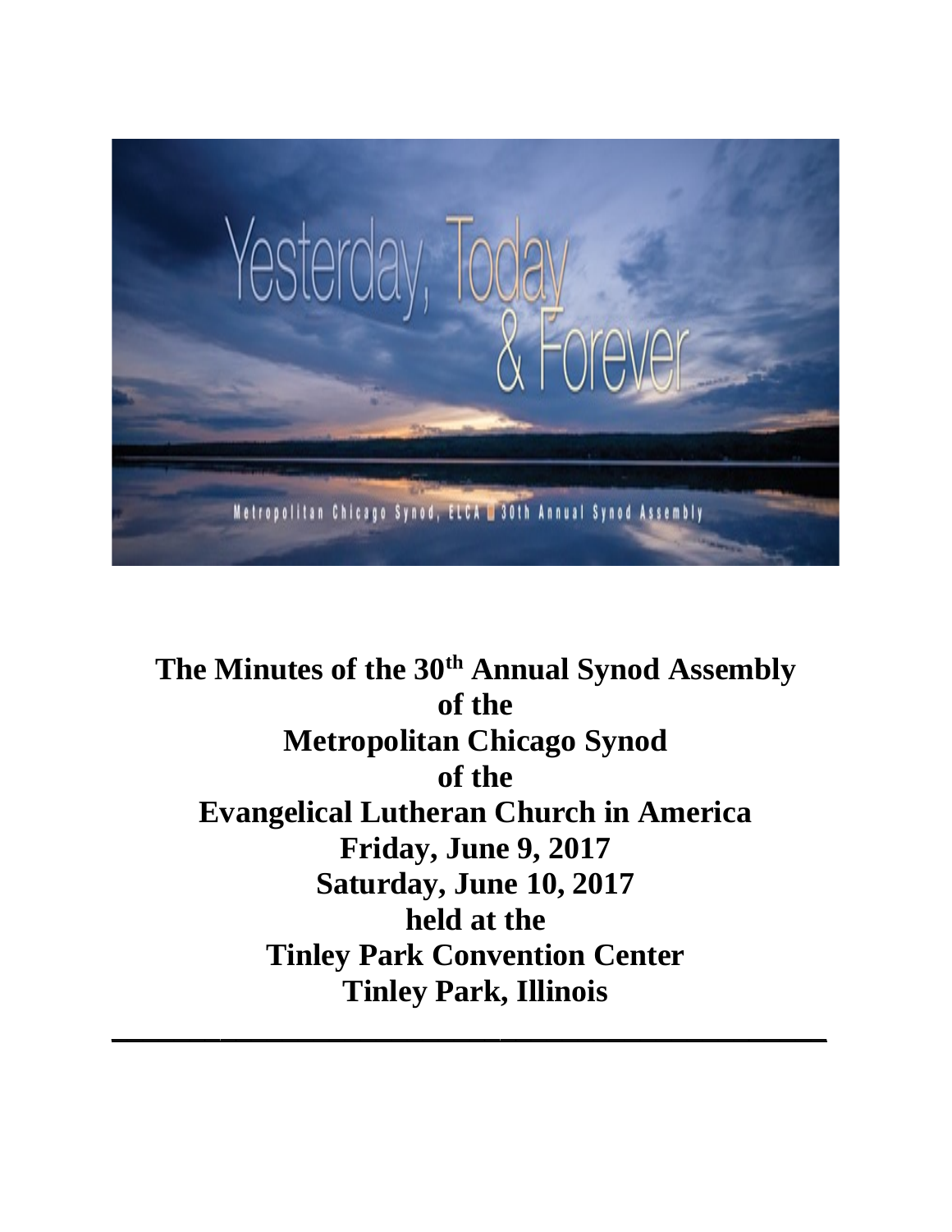Yesterday, Today & Forever

Metropolitan Chicago Synod, ELCA | 30th Annual Synod Assembly

# The Minutes of the 30th Annual Synod Assembly of the Metropolitan Chicago Synod of the Evangelical Lutheran Church in America

**Friday, June 9, 2017**
**Saturday, June 10, 2017**
**held at the**
**Tinley Park Convention Center**
**Tinley Park, Illinois**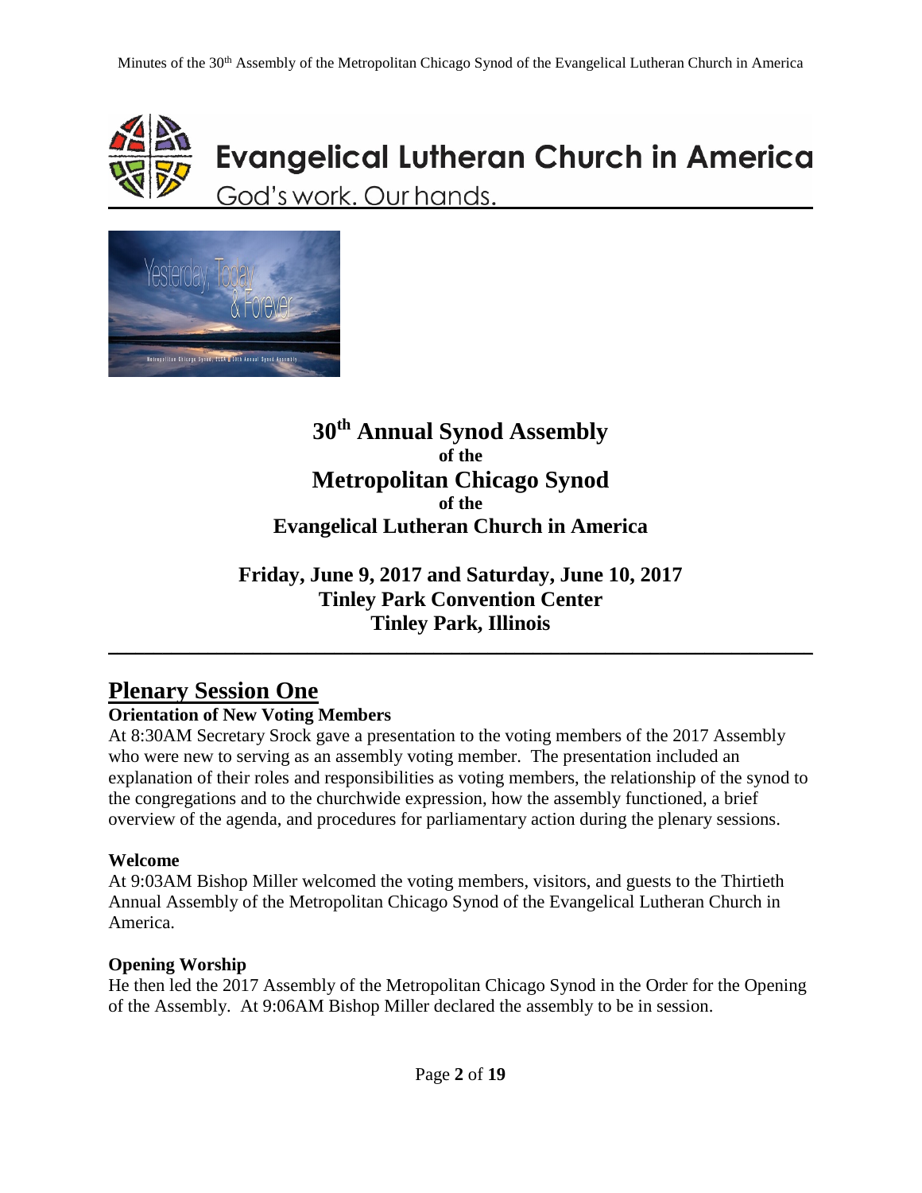# Evangelical Lutheran Church in America

God's work. Our hands.

**30th Annual Synod Assembly**
**of the**
**Metropolitan Chicago Synod**
**of the**
**Evangelical Lutheran Church in America**

**Friday, June 9, 2017 and Saturday, June 10, 2017**
**Tinley Park Convention Center**
**Tinley Park, Illinois**

---

## Plenary Session One

### Orientation of New Voting Members

At 8:30AM Secretary Srock gave a presentation to the voting members of the 2017 Assembly who were new to serving as an assembly voting member. The presentation included an explanation of their roles and responsibilities as voting members, the relationship of the synod to the congregations and to the churchwide expression, how the assembly functioned, a brief overview of the agenda, and procedures for parliamentary action during the plenary sessions.

### Welcome

At 9:03AM Bishop Miller welcomed the voting members, visitors, and guests to the Thirtieth Annual Assembly of the Metropolitan Chicago Synod of the Evangelical Lutheran Church in America.

### Opening Worship

He then led the 2017 Assembly of the Metropolitan Chicago Synod in the Order for the Opening of the Assembly. At 9:06AM Bishop Miller declared the assembly to be in session.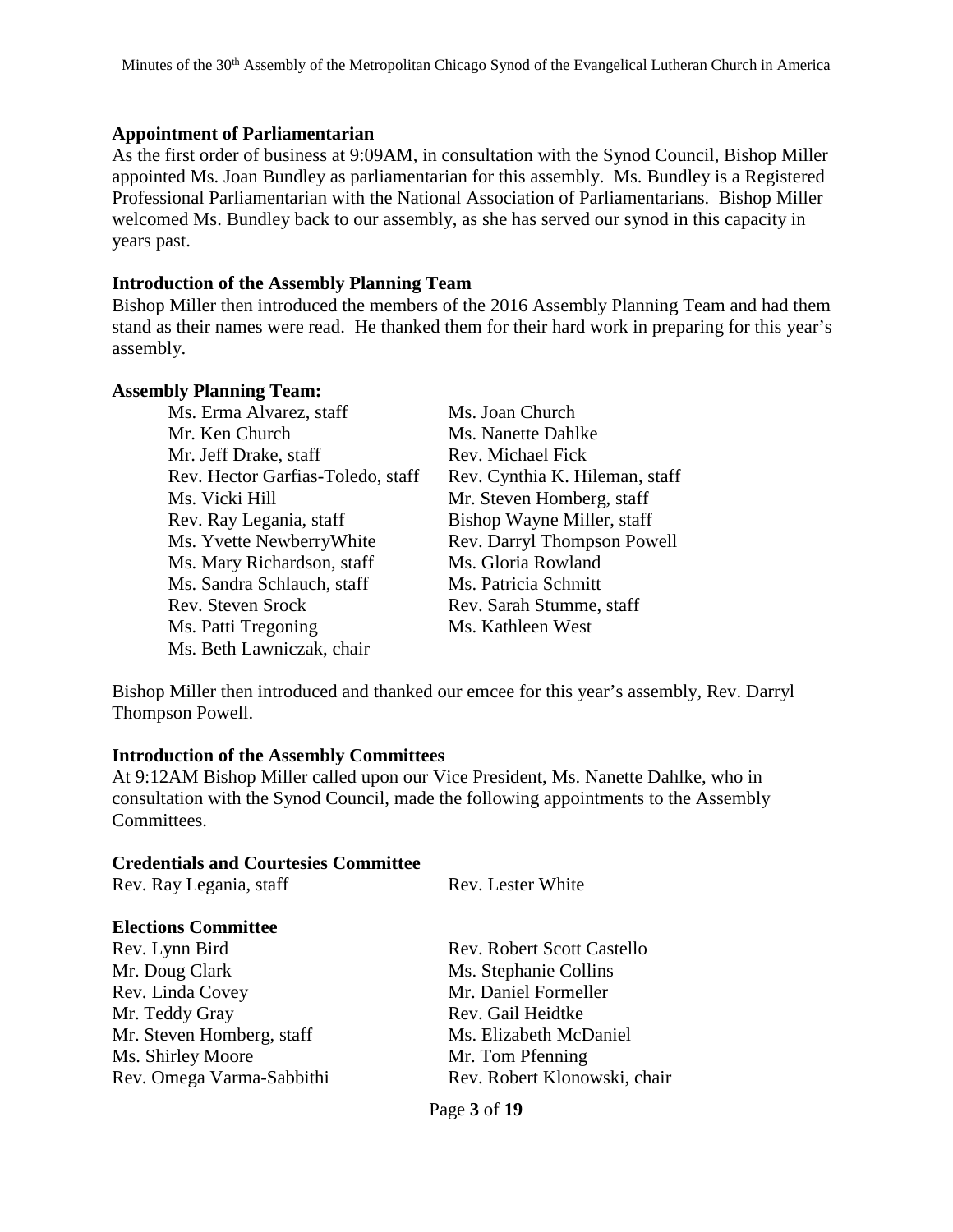### Appointment of Parliamentarian

As the first order of business at 9:09AM, in consultation with the Synod Council, Bishop Miller appointed Ms. Joan Bundley as parliamentarian for this assembly. Ms. Bundley is a Registered Professional Parliamentarian with the National Association of Parliamentarians. Bishop Miller welcomed Ms. Bundley back to our assembly, as she has served our synod in this capacity in years past.

### Introduction of the Assembly Planning Team

Bishop Miller then introduced the members of the 2016 Assembly Planning Team and had them stand as their names were read. He thanked them for their hard work in preparing for this year's assembly.

**Assembly Planning Team:**

Ms. Erma Alvarez, staff
Ms. Joan Church
Mr. Ken Church
Ms. Nanette Dahlke
Mr. Jeff Drake, staff
Rev. Michael Fick
Rev. Hector Garfias-Toledo, staff
Rev. Cynthia K. Hileman, staff
Ms. Vicki Hill
Mr. Steven Homberg, staff
Rev. Ray Legania, staff
Bishop Wayne Miller, staff
Ms. Yvette NewberryWhite
Rev. Darryl Thompson Powell
Ms. Mary Richardson, staff
Ms. Gloria Rowland
Ms. Sandra Schlauch, staff
Ms. Patricia Schmitt
Rev. Steven Srock
Rev. Sarah Stumme, staff
Ms. Patti Tregoning
Ms. Kathleen West
Ms. Beth Lawniczak, chair

Bishop Miller then introduced and thanked our emcee for this year's assembly, Rev. Darryl Thompson Powell.

### Introduction of the Assembly Committees

At 9:12AM Bishop Miller called upon our Vice President, Ms. Nanette Dahlke, who in consultation with the Synod Council, made the following appointments to the Assembly Committees.

**Credentials and Courtesies Committee**

Rev. Ray Legania, staff
Rev. Lester White

**Elections Committee**

Rev. Lynn Bird
Rev. Robert Scott Castello
Mr. Doug Clark
Ms. Stephanie Collins
Rev. Linda Covey
Mr. Daniel Formeller
Mr. Teddy Gray
Rev. Gail Heidtke
Mr. Steven Homberg, staff
Ms. Elizabeth McDaniel
Ms. Shirley Moore
Mr. Tom Pfenning
Rev. Omega Varma-Sabbithi
Rev. Robert Klonowski, chair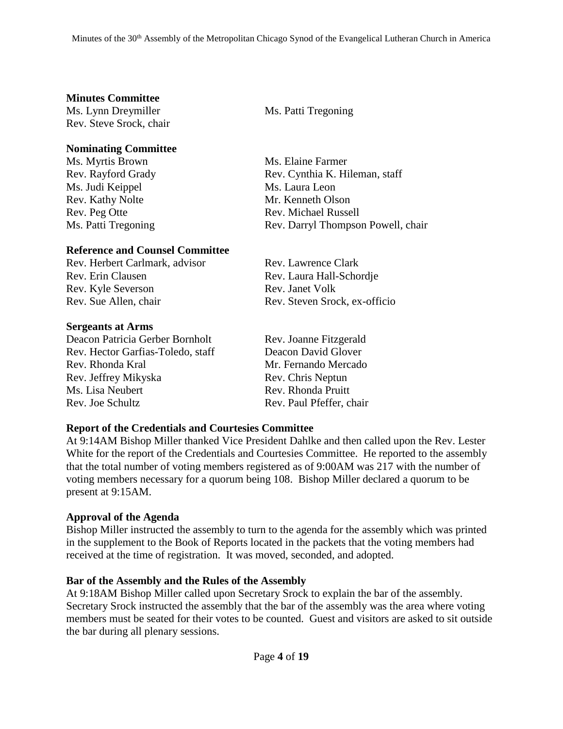**Minutes Committee**

Ms. Lynn Dreymiller
Ms. Patti Tregoning
Rev. Steve Srock, chair

**Nominating Committee**

Ms. Myrtis Brown
Ms. Elaine Farmer
Rev. Rayford Grady
Rev. Cynthia K. Hileman, staff
Ms. Judi Keippel
Ms. Laura Leon
Rev. Kathy Nolte
Mr. Kenneth Olson
Rev. Peg Otte
Rev. Michael Russell
Ms. Patti Tregoning
Rev. Darryl Thompson Powell, chair

**Reference and Counsel Committee**

Rev. Herbert Carlmark, advisor
Rev. Lawrence Clark
Rev. Erin Clausen
Rev. Laura Hall-Schordje
Rev. Kyle Severson
Rev. Janet Volk
Rev. Sue Allen, chair
Rev. Steven Srock, ex-officio

**Sergeants at Arms**

Deacon Patricia Gerber Bornholt
Rev. Joanne Fitzgerald
Rev. Hector Garfias-Toledo, staff
Deacon David Glover
Rev. Rhonda Kral
Mr. Fernando Mercado
Rev. Jeffrey Mikyska
Rev. Chris Neptun
Ms. Lisa Neubert
Rev. Rhonda Pruitt
Rev. Joe Schultz
Rev. Paul Pfeffer, chair

**Report of the Credentials and Courtesies Committee**

At 9:14AM Bishop Miller thanked Vice President Dahlke and then called upon the Rev. Lester White for the report of the Credentials and Courtesies Committee. He reported to the assembly that the total number of voting members registered as of 9:00AM was 217 with the number of voting members necessary for a quorum being 108. Bishop Miller declared a quorum to be present at 9:15AM.

**Approval of the Agenda**

Bishop Miller instructed the assembly to turn to the agenda for the assembly which was printed in the supplement to the Book of Reports located in the packets that the voting members had received at the time of registration. It was moved, seconded, and adopted.

**Bar of the Assembly and the Rules of the Assembly**

At 9:18AM Bishop Miller called upon Secretary Srock to explain the bar of the assembly. Secretary Srock instructed the assembly that the bar of the assembly was the area where voting members must be seated for their votes to be counted. Guest and visitors are asked to sit outside the bar during all plenary sessions.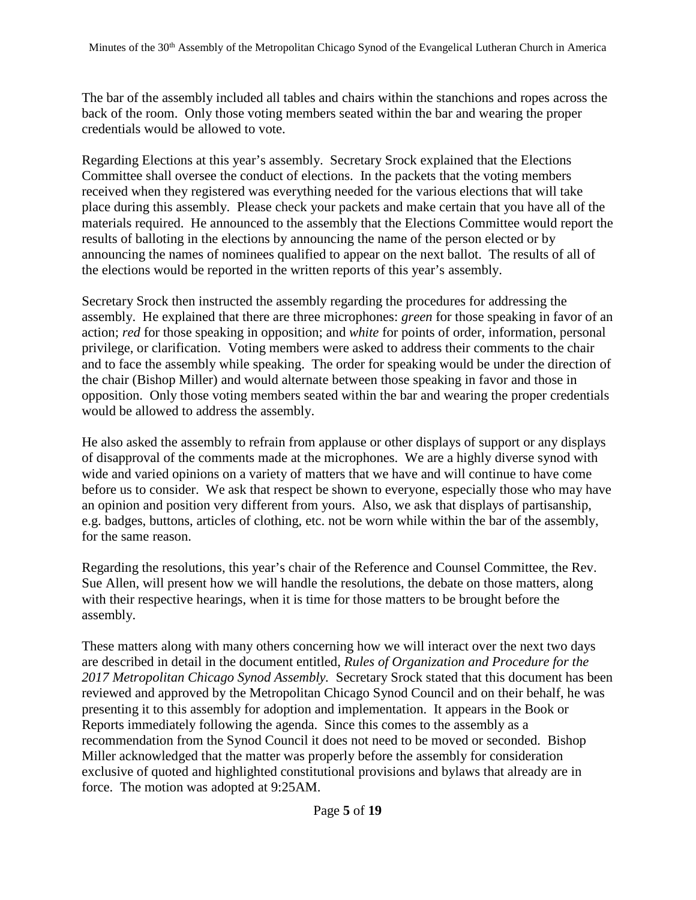The bar of the assembly included all tables and chairs within the stanchions and ropes across the back of the room. Only those voting members seated within the bar and wearing the proper credentials would be allowed to vote.

Regarding Elections at this year's assembly. Secretary Srock explained that the Elections Committee shall oversee the conduct of elections. In the packets that the voting members received when they registered was everything needed for the various elections that will take place during this assembly. Please check your packets and make certain that you have all of the materials required. He announced to the assembly that the Elections Committee would report the results of balloting in the elections by announcing the name of the person elected or by announcing the names of nominees qualified to appear on the next ballot. The results of all of the elections would be reported in the written reports of this year's assembly.

Secretary Srock then instructed the assembly regarding the procedures for addressing the assembly. He explained that there are three microphones: *green* for those speaking in favor of an action; *red* for those speaking in opposition; and *white* for points of order, information, personal privilege, or clarification. Voting members were asked to address their comments to the chair and to face the assembly while speaking. The order for speaking would be under the direction of the chair (Bishop Miller) and would alternate between those speaking in favor and those in opposition. Only those voting members seated within the bar and wearing the proper credentials would be allowed to address the assembly.

He also asked the assembly to refrain from applause or other displays of support or any displays of disapproval of the comments made at the microphones. We are a highly diverse synod with wide and varied opinions on a variety of matters that we have and will continue to have come before us to consider. We ask that respect be shown to everyone, especially those who may have an opinion and position very different from yours. Also, we ask that displays of partisanship, e.g. badges, buttons, articles of clothing, etc. not be worn while within the bar of the assembly, for the same reason.

Regarding the resolutions, this year's chair of the Reference and Counsel Committee, the Rev. Sue Allen, will present how we will handle the resolutions, the debate on those matters, along with their respective hearings, when it is time for those matters to be brought before the assembly.

These matters along with many others concerning how we will interact over the next two days are described in detail in the document entitled, *Rules of Organization and Procedure for the 2017 Metropolitan Chicago Synod Assembly.* Secretary Srock stated that this document has been reviewed and approved by the Metropolitan Chicago Synod Council and on their behalf, he was presenting it to this assembly for adoption and implementation. It appears in the Book or Reports immediately following the agenda. Since this comes to the assembly as a recommendation from the Synod Council it does not need to be moved or seconded. Bishop Miller acknowledged that the matter was properly before the assembly for consideration exclusive of quoted and highlighted constitutional provisions and bylaws that already are in force. The motion was adopted at 9:25AM.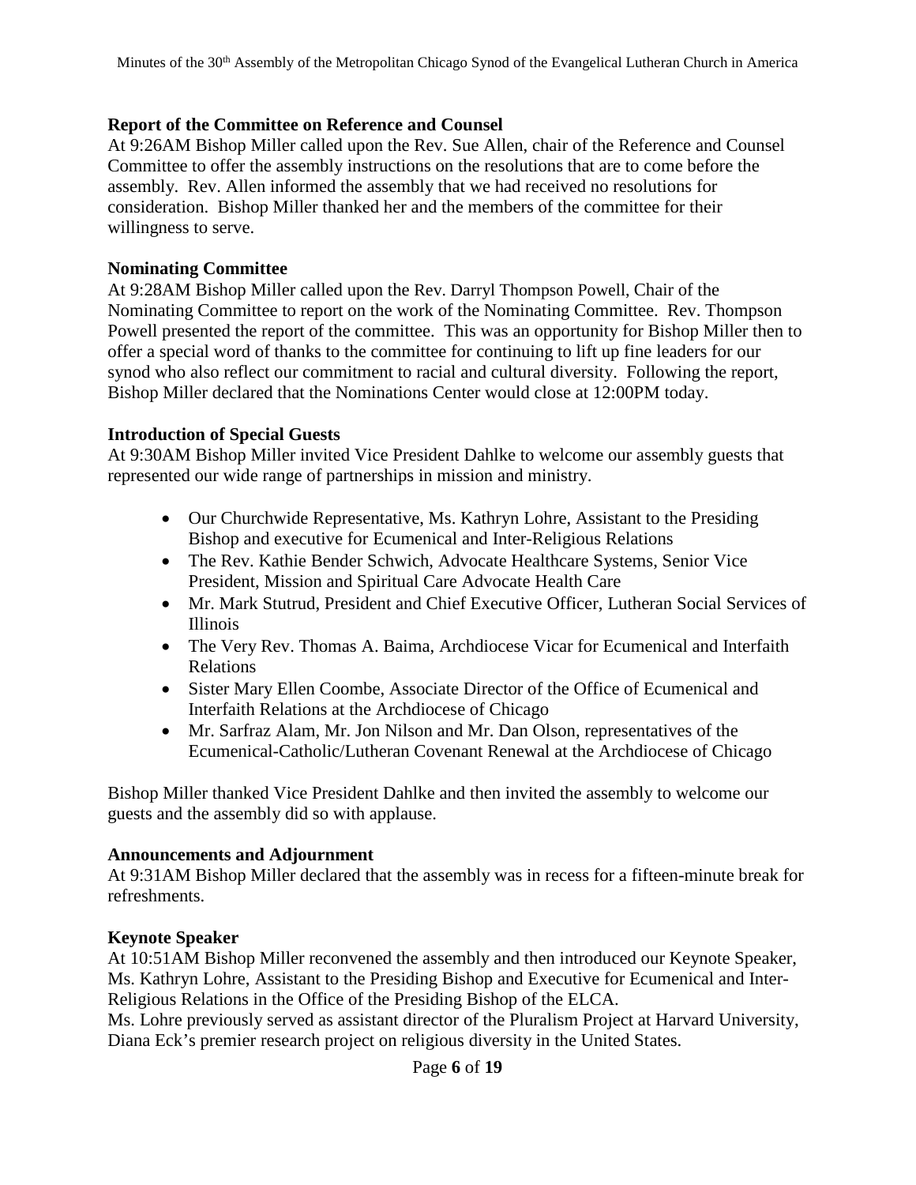**Report of the Committee on Reference and Counsel**

At 9:26AM Bishop Miller called upon the Rev. Sue Allen, chair of the Reference and Counsel Committee to offer the assembly instructions on the resolutions that are to come before the assembly. Rev. Allen informed the assembly that we had received no resolutions for consideration. Bishop Miller thanked her and the members of the committee for their willingness to serve.

**Nominating Committee**

At 9:28AM Bishop Miller called upon the Rev. Darryl Thompson Powell, Chair of the Nominating Committee to report on the work of the Nominating Committee. Rev. Thompson Powell presented the report of the committee. This was an opportunity for Bishop Miller then to offer a special word of thanks to the committee for continuing to lift up fine leaders for our synod who also reflect our commitment to racial and cultural diversity. Following the report, Bishop Miller declared that the Nominations Center would close at 12:00PM today.

**Introduction of Special Guests**

At 9:30AM Bishop Miller invited Vice President Dahlke to welcome our assembly guests that represented our wide range of partnerships in mission and ministry.

- Our Churchwide Representative, Ms. Kathryn Lohre, Assistant to the Presiding Bishop and executive for Ecumenical and Inter-Religious Relations
- The Rev. Kathie Bender Schwich, Advocate Healthcare Systems, Senior Vice President, Mission and Spiritual Care Advocate Health Care
- Mr. Mark Stutrud, President and Chief Executive Officer, Lutheran Social Services of Illinois
- The Very Rev. Thomas A. Baima, Archdiocese Vicar for Ecumenical and Interfaith Relations
- Sister Mary Ellen Coombe, Associate Director of the Office of Ecumenical and Interfaith Relations at the Archdiocese of Chicago
- Mr. Sarfraz Alam, Mr. Jon Nilson and Mr. Dan Olson, representatives of the Ecumenical-Catholic/Lutheran Covenant Renewal at the Archdiocese of Chicago

Bishop Miller thanked Vice President Dahlke and then invited the assembly to welcome our guests and the assembly did so with applause.

**Announcements and Adjournment**

At 9:31AM Bishop Miller declared that the assembly was in recess for a fifteen-minute break for refreshments.

**Keynote Speaker**

At 10:51AM Bishop Miller reconvened the assembly and then introduced our Keynote Speaker, Ms. Kathryn Lohre, Assistant to the Presiding Bishop and Executive for Ecumenical and Inter-Religious Relations in the Office of the Presiding Bishop of the ELCA.

Ms. Lohre previously served as assistant director of the Pluralism Project at Harvard University, Diana Eck's premier research project on religious diversity in the United States.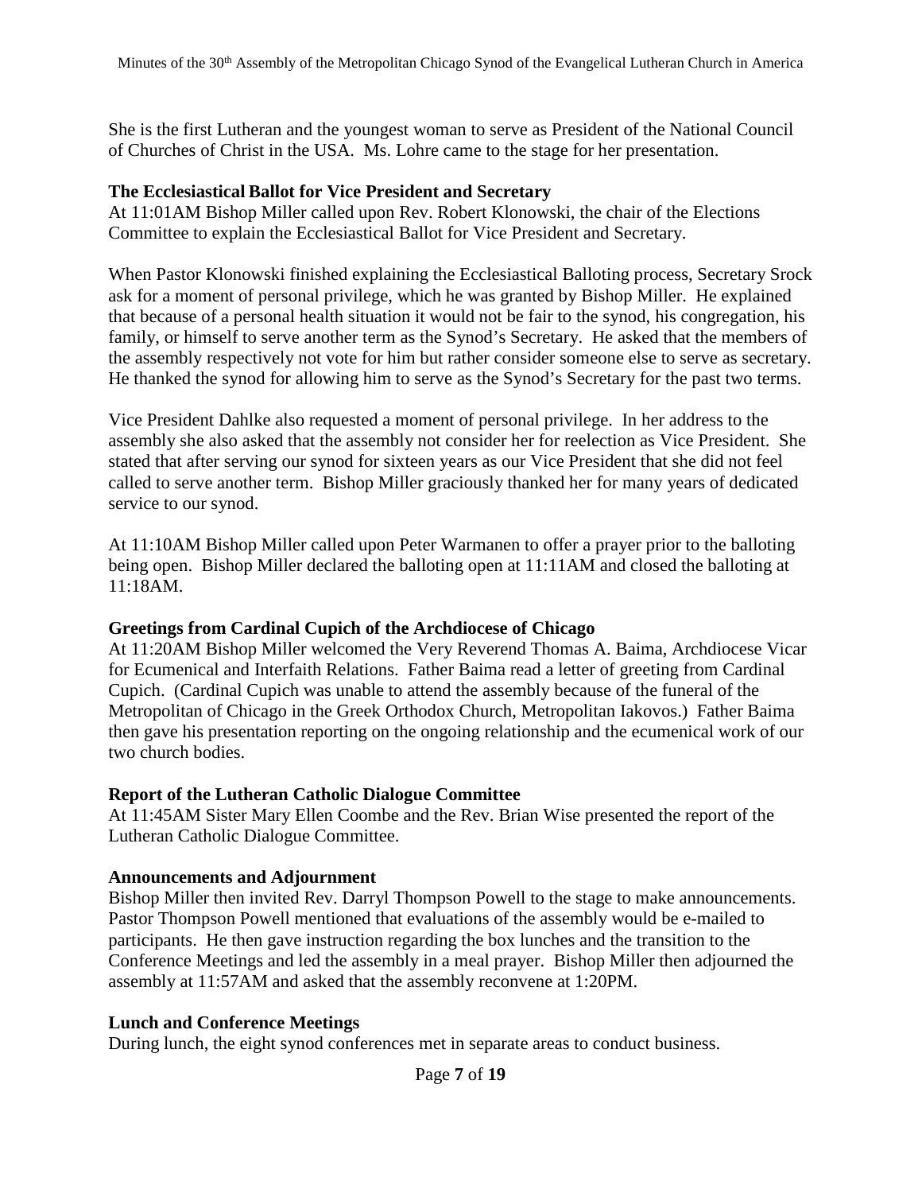She is the first Lutheran and the youngest woman to serve as President of the National Council of Churches of Christ in the USA. Ms. Lohre came to the stage for her presentation.

**The Ecclesiastical Ballot for Vice President and Secretary**
At 11:01AM Bishop Miller called upon Rev. Robert Klonowski, the chair of the Elections Committee to explain the Ecclesiastical Ballot for Vice President and Secretary.

When Pastor Klonowski finished explaining the Ecclesiastical Balloting process, Secretary Srock ask for a moment of personal privilege, which he was granted by Bishop Miller. He explained that because of a personal health situation it would not be fair to the synod, his congregation, his family, or himself to serve another term as the Synod's Secretary. He asked that the members of the assembly respectively not vote for him but rather consider someone else to serve as secretary. He thanked the synod for allowing him to serve as the Synod's Secretary for the past two terms.

Vice President Dahlke also requested a moment of personal privilege. In her address to the assembly she also asked that the assembly not consider her for reelection as Vice President. She stated that after serving our synod for sixteen years as our Vice President that she did not feel called to serve another term. Bishop Miller graciously thanked her for many years of dedicated service to our synod.

At 11:10AM Bishop Miller called upon Peter Warmanen to offer a prayer prior to the balloting being open. Bishop Miller declared the balloting open at 11:11AM and closed the balloting at 11:18AM.

**Greetings from Cardinal Cupich of the Archdiocese of Chicago**
At 11:20AM Bishop Miller welcomed the Very Reverend Thomas A. Baima, Archdiocese Vicar for Ecumenical and Interfaith Relations. Father Baima read a letter of greeting from Cardinal Cupich. (Cardinal Cupich was unable to attend the assembly because of the funeral of the Metropolitan of Chicago in the Greek Orthodox Church, Metropolitan Iakovos.) Father Baima then gave his presentation reporting on the ongoing relationship and the ecumenical work of our two church bodies.

**Report of the Lutheran Catholic Dialogue Committee**
At 11:45AM Sister Mary Ellen Coombe and the Rev. Brian Wise presented the report of the Lutheran Catholic Dialogue Committee.

**Announcements and Adjournment**
Bishop Miller then invited Rev. Darryl Thompson Powell to the stage to make announcements. Pastor Thompson Powell mentioned that evaluations of the assembly would be e-mailed to participants. He then gave instruction regarding the box lunches and the transition to the Conference Meetings and led the assembly in a meal prayer. Bishop Miller then adjourned the assembly at 11:57AM and asked that the assembly reconvene at 1:20PM.

**Lunch and Conference Meetings**
During lunch, the eight synod conferences met in separate areas to conduct business.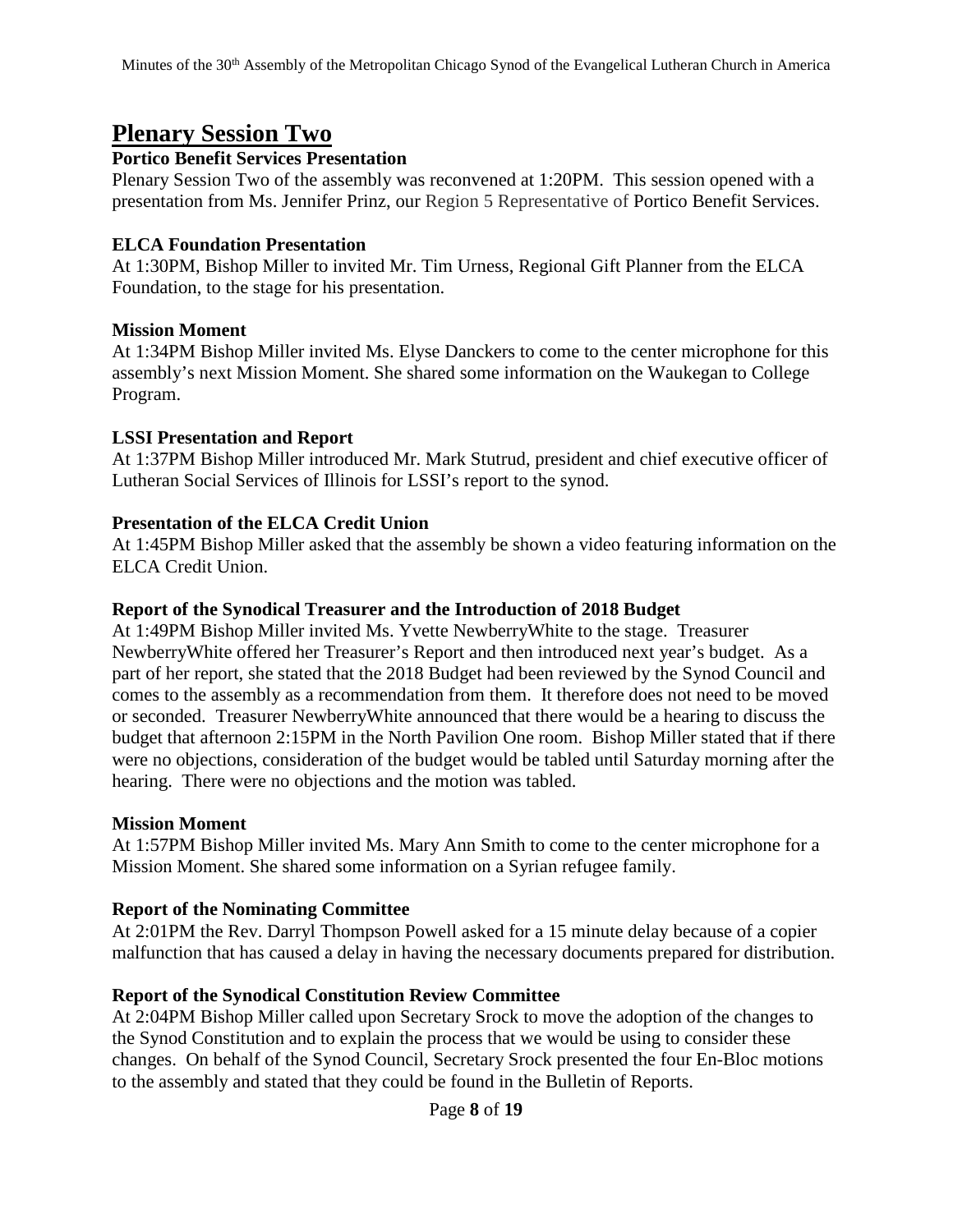# Plenary Session Two

### Portico Benefit Services Presentation

Plenary Session Two of the assembly was reconvened at 1:20PM. This session opened with a presentation from Ms. Jennifer Prinz, our Region 5 Representative of Portico Benefit Services.

### ELCA Foundation Presentation

At 1:30PM, Bishop Miller to invited Mr. Tim Urness, Regional Gift Planner from the ELCA Foundation, to the stage for his presentation.

### Mission Moment

At 1:34PM Bishop Miller invited Ms. Elyse Danckers to come to the center microphone for this assembly's next Mission Moment. She shared some information on the Waukegan to College Program.

### LSSI Presentation and Report

At 1:37PM Bishop Miller introduced Mr. Mark Stutrud, president and chief executive officer of Lutheran Social Services of Illinois for LSSI's report to the synod.

### Presentation of the ELCA Credit Union

At 1:45PM Bishop Miller asked that the assembly be shown a video featuring information on the ELCA Credit Union.

### Report of the Synodical Treasurer and the Introduction of 2018 Budget

At 1:49PM Bishop Miller invited Ms. Yvette NewberryWhite to the stage. Treasurer NewberryWhite offered her Treasurer's Report and then introduced next year's budget. As a part of her report, she stated that the 2018 Budget had been reviewed by the Synod Council and comes to the assembly as a recommendation from them. It therefore does not need to be moved or seconded. Treasurer NewberryWhite announced that there would be a hearing to discuss the budget that afternoon 2:15PM in the North Pavilion One room. Bishop Miller stated that if there were no objections, consideration of the budget would be tabled until Saturday morning after the hearing. There were no objections and the motion was tabled.

### Mission Moment

At 1:57PM Bishop Miller invited Ms. Mary Ann Smith to come to the center microphone for a Mission Moment. She shared some information on a Syrian refugee family.

### Report of the Nominating Committee

At 2:01PM the Rev. Darryl Thompson Powell asked for a 15 minute delay because of a copier malfunction that has caused a delay in having the necessary documents prepared for distribution.

### Report of the Synodical Constitution Review Committee

At 2:04PM Bishop Miller called upon Secretary Srock to move the adoption of the changes to the Synod Constitution and to explain the process that we would be using to consider these changes. On behalf of the Synod Council, Secretary Srock presented the four En-Bloc motions to the assembly and stated that they could be found in the Bulletin of Reports.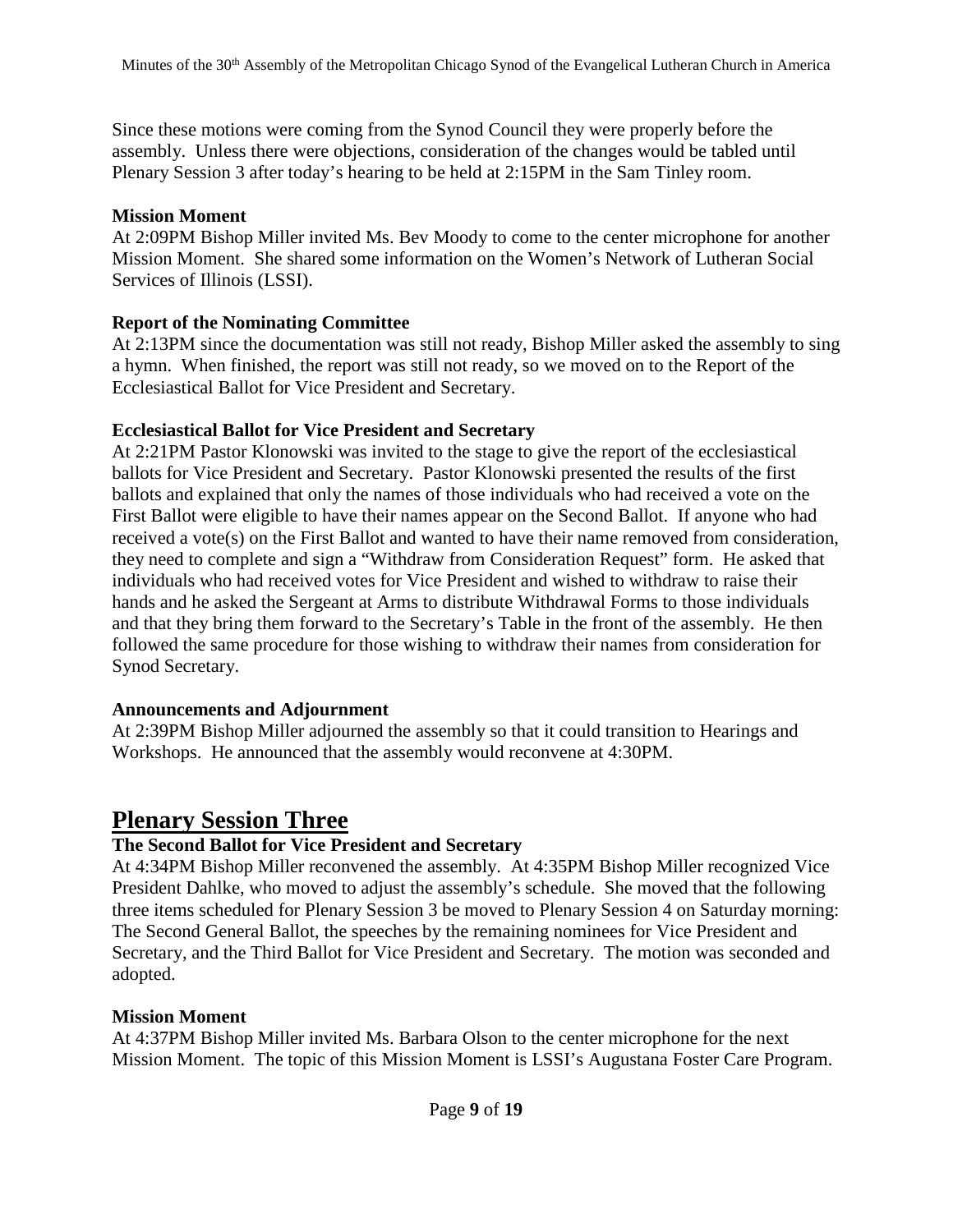Since these motions were coming from the Synod Council they were properly before the assembly. Unless there were objections, consideration of the changes would be tabled until Plenary Session 3 after today's hearing to be held at 2:15PM in the Sam Tinley room.

**Mission Moment**

At 2:09PM Bishop Miller invited Ms. Bev Moody to come to the center microphone for another Mission Moment. She shared some information on the Women's Network of Lutheran Social Services of Illinois (LSSI).

**Report of the Nominating Committee**

At 2:13PM since the documentation was still not ready, Bishop Miller asked the assembly to sing a hymn. When finished, the report was still not ready, so we moved on to the Report of the Ecclesiastical Ballot for Vice President and Secretary.

**Ecclesiastical Ballot for Vice President and Secretary**

At 2:21PM Pastor Klonowski was invited to the stage to give the report of the ecclesiastical ballots for Vice President and Secretary. Pastor Klonowski presented the results of the first ballots and explained that only the names of those individuals who had received a vote on the First Ballot were eligible to have their names appear on the Second Ballot. If anyone who had received a vote(s) on the First Ballot and wanted to have their name removed from consideration, they need to complete and sign a "Withdraw from Consideration Request" form. He asked that individuals who had received votes for Vice President and wished to withdraw to raise their hands and he asked the Sergeant at Arms to distribute Withdrawal Forms to those individuals and that they bring them forward to the Secretary's Table in the front of the assembly. He then followed the same procedure for those wishing to withdraw their names from consideration for Synod Secretary.

**Announcements and Adjournment**

At 2:39PM Bishop Miller adjourned the assembly so that it could transition to Hearings and Workshops. He announced that the assembly would reconvene at 4:30PM.

# Plenary Session Three

**The Second Ballot for Vice President and Secretary**

At 4:34PM Bishop Miller reconvened the assembly. At 4:35PM Bishop Miller recognized Vice President Dahlke, who moved to adjust the assembly's schedule. She moved that the following three items scheduled for Plenary Session 3 be moved to Plenary Session 4 on Saturday morning: The Second General Ballot, the speeches by the remaining nominees for Vice President and Secretary, and the Third Ballot for Vice President and Secretary. The motion was seconded and adopted.

**Mission Moment**

At 4:37PM Bishop Miller invited Ms. Barbara Olson to the center microphone for the next Mission Moment. The topic of this Mission Moment is LSSI's Augustana Foster Care Program.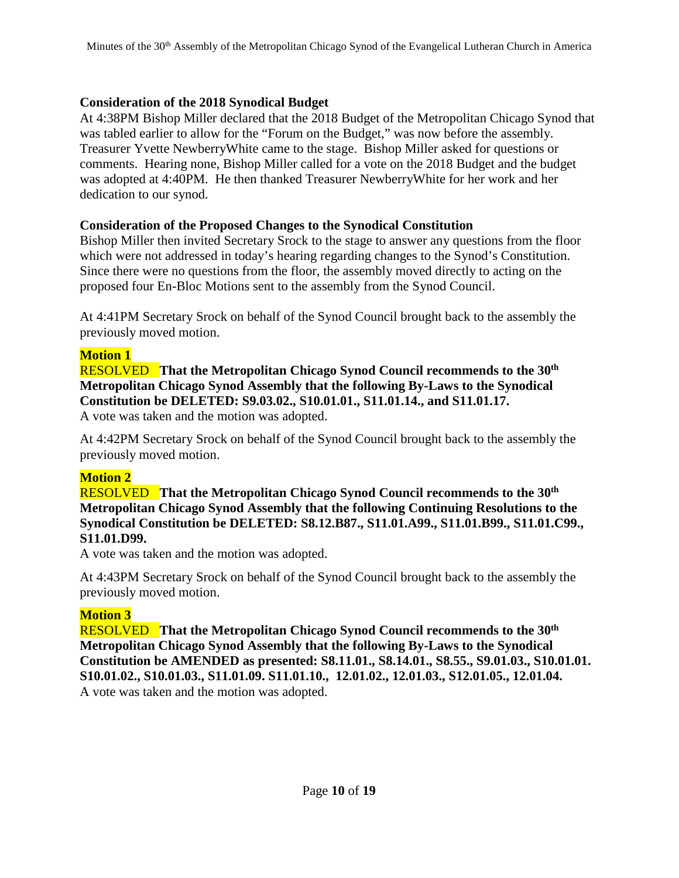### Consideration of the 2018 Synodical Budget

At 4:38PM Bishop Miller declared that the 2018 Budget of the Metropolitan Chicago Synod that was tabled earlier to allow for the "Forum on the Budget," was now before the assembly. Treasurer Yvette NewberryWhite came to the stage. Bishop Miller asked for questions or comments. Hearing none, Bishop Miller called for a vote on the 2018 Budget and the budget was adopted at 4:40PM. He then thanked Treasurer NewberryWhite for her work and her dedication to our synod.

### Consideration of the Proposed Changes to the Synodical Constitution

Bishop Miller then invited Secretary Srock to the stage to answer any questions from the floor which were not addressed in today's hearing regarding changes to the Synod's Constitution. Since there were no questions from the floor, the assembly moved directly to acting on the proposed four En-Bloc Motions sent to the assembly from the Synod Council.

At 4:41PM Secretary Srock on behalf of the Synod Council brought back to the assembly the previously moved motion.

**Motion 1**

RESOLVED **That the Metropolitan Chicago Synod Council recommends to the 30th Metropolitan Chicago Synod Assembly that the following By-Laws to the Synodical Constitution be DELETED: S9.03.02., S10.01.01., S11.01.14., and S11.01.17.**

A vote was taken and the motion was adopted.

At 4:42PM Secretary Srock on behalf of the Synod Council brought back to the assembly the previously moved motion.

**Motion 2**

RESOLVED **That the Metropolitan Chicago Synod Council recommends to the 30th Metropolitan Chicago Synod Assembly that the following Continuing Resolutions to the Synodical Constitution be DELETED: S8.12.B87., S11.01.A99., S11.01.B99., S11.01.C99., S11.01.D99.**

A vote was taken and the motion was adopted.

At 4:43PM Secretary Srock on behalf of the Synod Council brought back to the assembly the previously moved motion.

**Motion 3**

RESOLVED **That the Metropolitan Chicago Synod Council recommends to the 30th Metropolitan Chicago Synod Assembly that the following By-Laws to the Synodical Constitution be AMENDED as presented: S8.11.01., S8.14.01., S8.55., S9.01.03., S10.01.01. S10.01.02., S10.01.03., S11.01.09. S11.01.10., 12.01.02., 12.01.03., S12.01.05., 12.01.04.**

A vote was taken and the motion was adopted.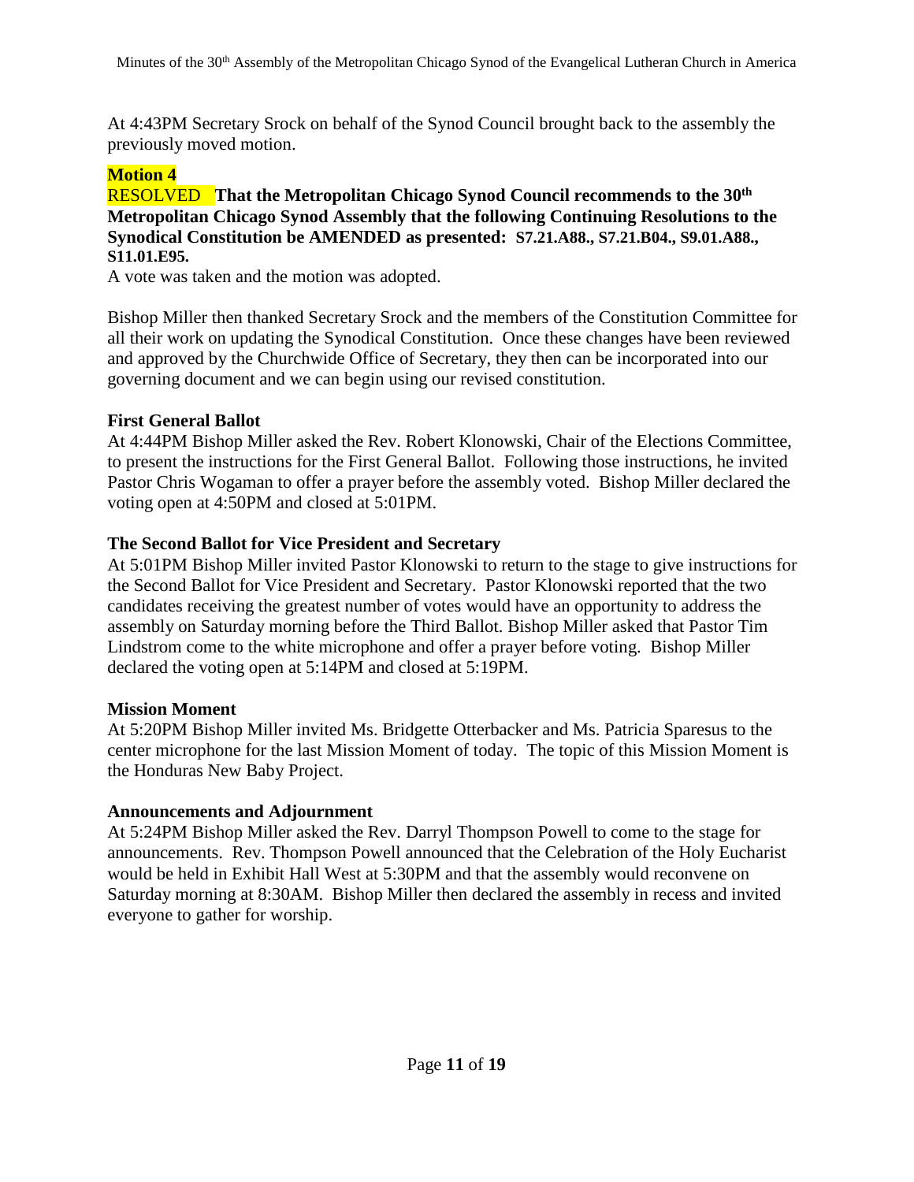At 4:43PM Secretary Srock on behalf of the Synod Council brought back to the assembly the previously moved motion.

**Motion 4**

RESOLVED **That the Metropolitan Chicago Synod Council recommends to the 30th Metropolitan Chicago Synod Assembly that the following Continuing Resolutions to the Synodical Constitution be AMENDED as presented: S7.21.A88., S7.21.B04., S9.01.A88., S11.01.E95.**

A vote was taken and the motion was adopted.

Bishop Miller then thanked Secretary Srock and the members of the Constitution Committee for all their work on updating the Synodical Constitution. Once these changes have been reviewed and approved by the Churchwide Office of Secretary, they then can be incorporated into our governing document and we can begin using our revised constitution.

**First General Ballot**

At 4:44PM Bishop Miller asked the Rev. Robert Klonowski, Chair of the Elections Committee, to present the instructions for the First General Ballot. Following those instructions, he invited Pastor Chris Wogaman to offer a prayer before the assembly voted. Bishop Miller declared the voting open at 4:50PM and closed at 5:01PM.

**The Second Ballot for Vice President and Secretary**

At 5:01PM Bishop Miller invited Pastor Klonowski to return to the stage to give instructions for the Second Ballot for Vice President and Secretary. Pastor Klonowski reported that the two candidates receiving the greatest number of votes would have an opportunity to address the assembly on Saturday morning before the Third Ballot. Bishop Miller asked that Pastor Tim Lindstrom come to the white microphone and offer a prayer before voting. Bishop Miller declared the voting open at 5:14PM and closed at 5:19PM.

**Mission Moment**

At 5:20PM Bishop Miller invited Ms. Bridgette Otterbacker and Ms. Patricia Sparesus to the center microphone for the last Mission Moment of today. The topic of this Mission Moment is the Honduras New Baby Project.

**Announcements and Adjournment**

At 5:24PM Bishop Miller asked the Rev. Darryl Thompson Powell to come to the stage for announcements. Rev. Thompson Powell announced that the Celebration of the Holy Eucharist would be held in Exhibit Hall West at 5:30PM and that the assembly would reconvene on Saturday morning at 8:30AM. Bishop Miller then declared the assembly in recess and invited everyone to gather for worship.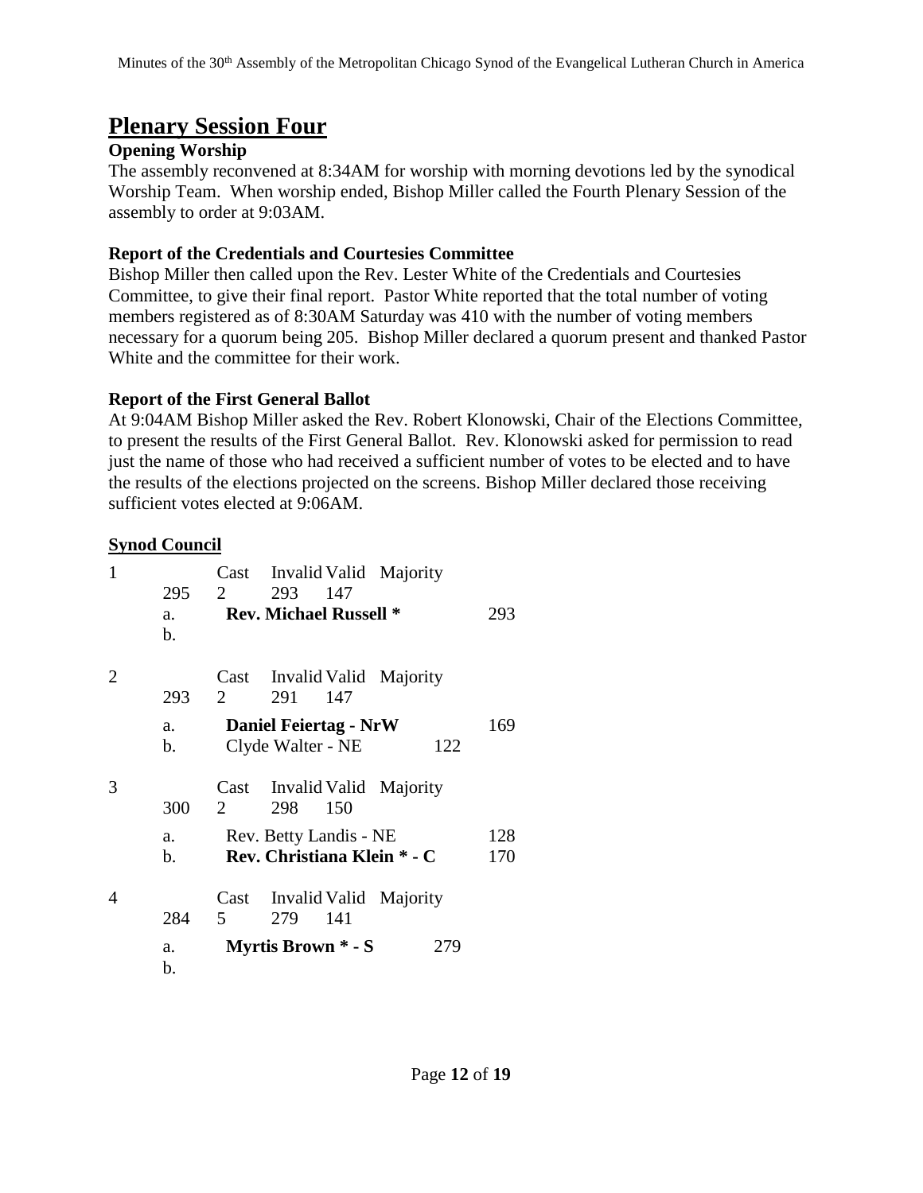# Plenary Session Four

### Opening Worship

The assembly reconvened at 8:34AM for worship with morning devotions led by the synodical Worship Team. When worship ended, Bishop Miller called the Fourth Plenary Session of the assembly to order at 9:03AM.

### Report of the Credentials and Courtesies Committee

Bishop Miller then called upon the Rev. Lester White of the Credentials and Courtesies Committee, to give their final report. Pastor White reported that the total number of voting members registered as of 8:30AM Saturday was 410 with the number of voting members necessary for a quorum being 205. Bishop Miller declared a quorum present and thanked Pastor White and the committee for their work.

### Report of the First General Ballot

At 9:04AM Bishop Miller asked the Rev. Robert Klonowski, Chair of the Elections Committee, to present the results of the First General Ballot. Rev. Klonowski asked for permission to read just the name of those who had received a sufficient number of votes to be elected and to have the results of the elections projected on the screens. Bishop Miller declared those receiving sufficient votes elected at 9:06AM.

**Synod Council**

1

| Cast | Invalid | Valid | Majority |
|---|---|---|---|
| 295 | 2 | 293 | 147 |

a. **Rev. Michael Russell *** 293
b.

2

| Cast | Invalid | Valid | Majority |
|---|---|---|---|
| 293 | 2 | 291 | 147 |

a. **Daniel Feiertag - NrW** 169
b. Clyde Walter - NE 122

3

| Cast | Invalid | Valid | Majority |
|---|---|---|---|
| 300 | 2 | 298 | 150 |

a. Rev. Betty Landis - NE 128
b. **Rev. Christiana Klein * - C** 170

4

| Cast | Invalid | Valid | Majority |
|---|---|---|---|
| 284 | 5 | 279 | 141 |

a. **Myrtis Brown * - S** 279
b.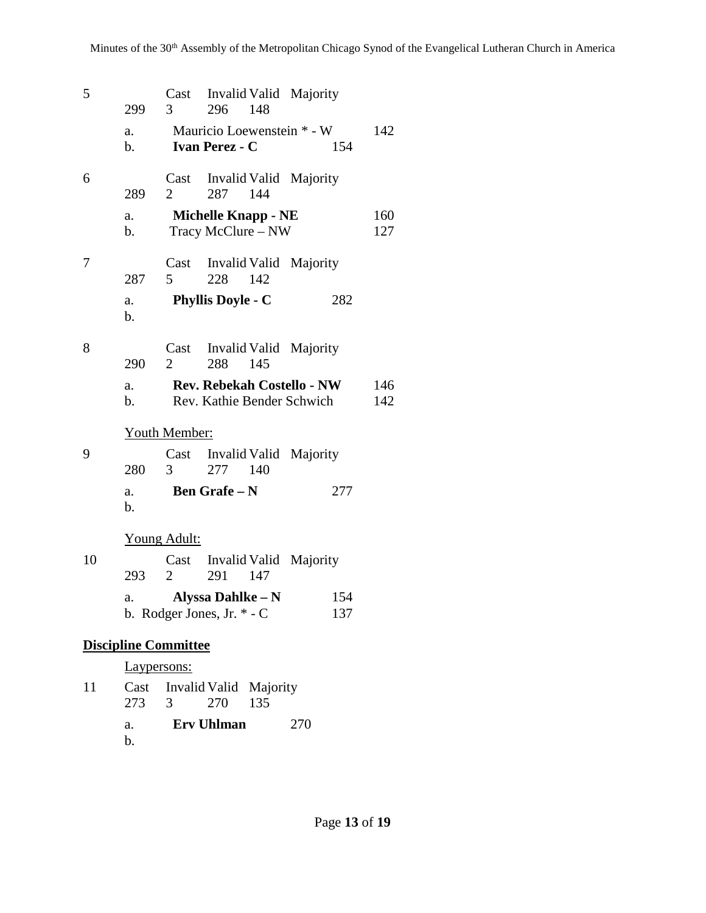**5**

| Cast | Invalid | Valid | Majority |
|---|---|---|---|
| 299 | 3 | 296 | 148 |

a. Mauricio Loewenstein * - W 142
b. **Ivan Perez - C** 154

**6**

| Cast | Invalid | Valid | Majority |
|---|---|---|---|
| 289 | 2 | 287 | 144 |

a. **Michelle Knapp - NE** 160
b. Tracy McClure – NW 127

**7**

| Cast | Invalid | Valid | Majority |
|---|---|---|---|
| 287 | 5 | 228 | 142 |

a. **Phyllis Doyle - C** 282
b.

**8**

| Cast | Invalid | Valid | Majority |
|---|---|---|---|
| 290 | 2 | 288 | 145 |

a. **Rev. Rebekah Costello - NW** 146
b. Rev. Kathie Bender Schwich 142

<u>Youth Member:</u>

**9**

| Cast | Invalid | Valid | Majority |
|---|---|---|---|
| 280 | 3 | 277 | 140 |

a. **Ben Grafe – N** 277
b.

<u>Young Adult:</u>

**10**

| Cast | Invalid | Valid | Majority |
|---|---|---|---|
| 293 | 2 | 291 | 147 |

a. **Alyssa Dahlke – N** 154
b. Rodger Jones, Jr. * - C 137

**<u>Discipline Committee</u>**

<u>Laypersons:</u>

**11**

| Cast | Invalid | Valid | Majority |
|---|---|---|---|
| 273 | 3 | 270 | 135 |

a. **Erv Uhlman** 270
b.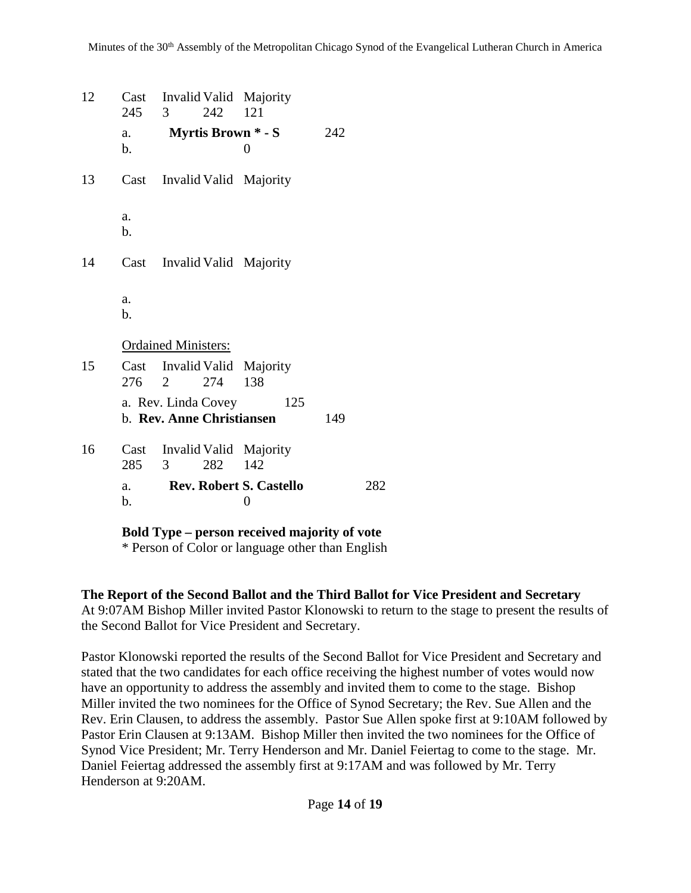12 Cast Invalid Valid Majority
245 3 242 121

a. **Myrtis Brown * - S** 242
b. 0

13 Cast Invalid Valid Majority

a.
b.

14 Cast Invalid Valid Majority

a.
b.

Ordained Ministers:

15 Cast Invalid Valid Majority
276 2 274 138

a. Rev. Linda Covey 125
b. **Rev. Anne Christiansen** 149

16 Cast Invalid Valid Majority
285 3 282 142

a. **Rev. Robert S. Castello** 282
b. 0

**Bold Type – person received majority of vote**
* Person of Color or language other than English

**The Report of the Second Ballot and the Third Ballot for Vice President and Secretary**
At 9:07AM Bishop Miller invited Pastor Klonowski to return to the stage to present the results of the Second Ballot for Vice President and Secretary.

Pastor Klonowski reported the results of the Second Ballot for Vice President and Secretary and stated that the two candidates for each office receiving the highest number of votes would now have an opportunity to address the assembly and invited them to come to the stage. Bishop Miller invited the two nominees for the Office of Synod Secretary; the Rev. Sue Allen and the Rev. Erin Clausen, to address the assembly. Pastor Sue Allen spoke first at 9:10AM followed by Pastor Erin Clausen at 9:13AM. Bishop Miller then invited the two nominees for the Office of Synod Vice President; Mr. Terry Henderson and Mr. Daniel Feiertag to come to the stage. Mr. Daniel Feiertag addressed the assembly first at 9:17AM and was followed by Mr. Terry Henderson at 9:20AM.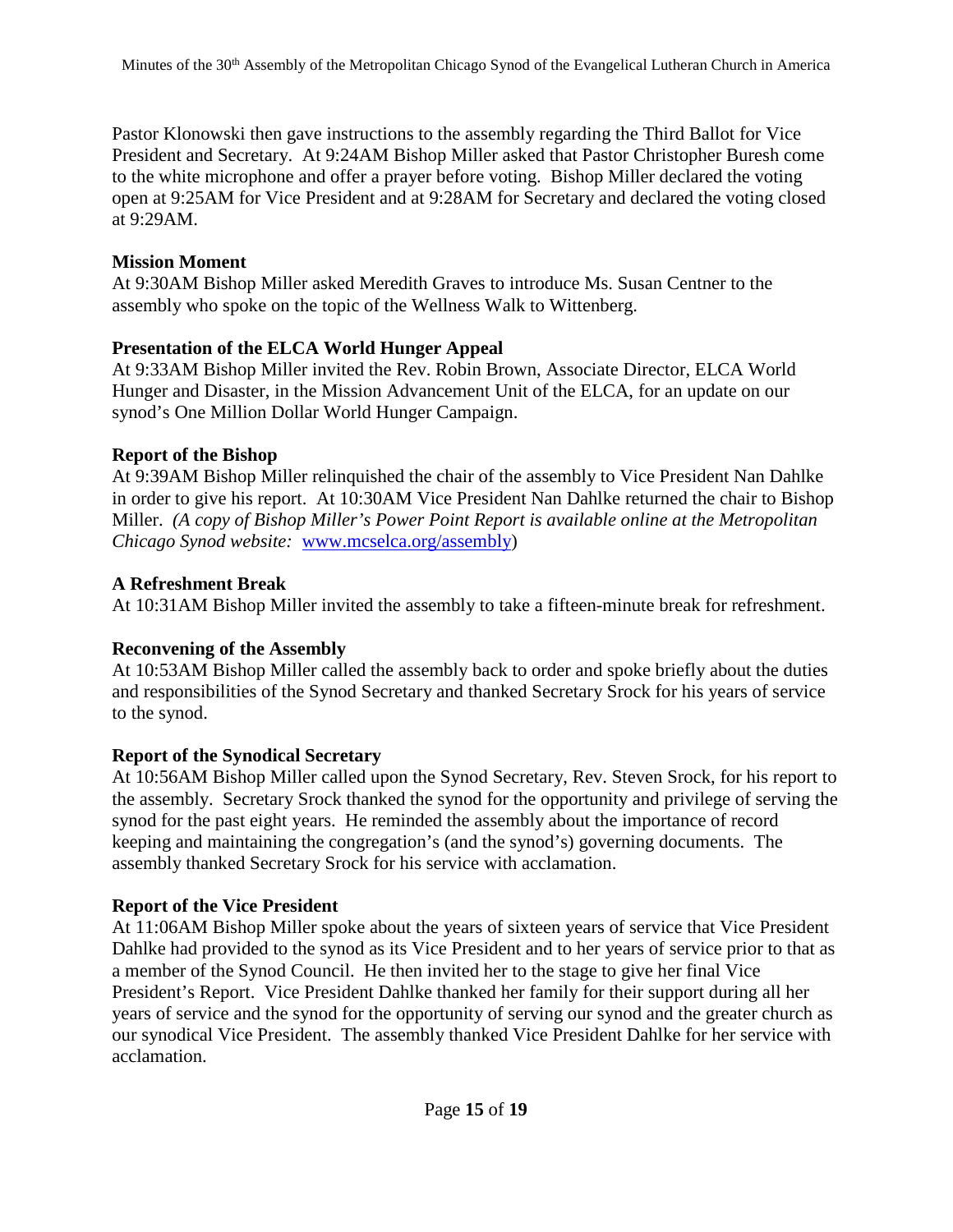Pastor Klonowski then gave instructions to the assembly regarding the Third Ballot for Vice President and Secretary. At 9:24AM Bishop Miller asked that Pastor Christopher Buresh come to the white microphone and offer a prayer before voting. Bishop Miller declared the voting open at 9:25AM for Vice President and at 9:28AM for Secretary and declared the voting closed at 9:29AM.

**Mission Moment**

At 9:30AM Bishop Miller asked Meredith Graves to introduce Ms. Susan Centner to the assembly who spoke on the topic of the Wellness Walk to Wittenberg.

**Presentation of the ELCA World Hunger Appeal**

At 9:33AM Bishop Miller invited the Rev. Robin Brown, Associate Director, ELCA World Hunger and Disaster, in the Mission Advancement Unit of the ELCA, for an update on our synod's One Million Dollar World Hunger Campaign.

**Report of the Bishop**

At 9:39AM Bishop Miller relinquished the chair of the assembly to Vice President Nan Dahlke in order to give his report. At 10:30AM Vice President Nan Dahlke returned the chair to Bishop Miller. *(A copy of Bishop Miller's Power Point Report is available online at the Metropolitan Chicago Synod website:* [www.mcselca.org/assembly](www.mcselca.org/assembly))

**A Refreshment Break**

At 10:31AM Bishop Miller invited the assembly to take a fifteen-minute break for refreshment.

**Reconvening of the Assembly**

At 10:53AM Bishop Miller called the assembly back to order and spoke briefly about the duties and responsibilities of the Synod Secretary and thanked Secretary Srock for his years of service to the synod.

**Report of the Synodical Secretary**

At 10:56AM Bishop Miller called upon the Synod Secretary, Rev. Steven Srock, for his report to the assembly. Secretary Srock thanked the synod for the opportunity and privilege of serving the synod for the past eight years. He reminded the assembly about the importance of record keeping and maintaining the congregation's (and the synod's) governing documents. The assembly thanked Secretary Srock for his service with acclamation.

**Report of the Vice President**

At 11:06AM Bishop Miller spoke about the years of sixteen years of service that Vice President Dahlke had provided to the synod as its Vice President and to her years of service prior to that as a member of the Synod Council. He then invited her to the stage to give her final Vice President's Report. Vice President Dahlke thanked her family for their support during all her years of service and the synod for the opportunity of serving our synod and the greater church as our synodical Vice President. The assembly thanked Vice President Dahlke for her service with acclamation.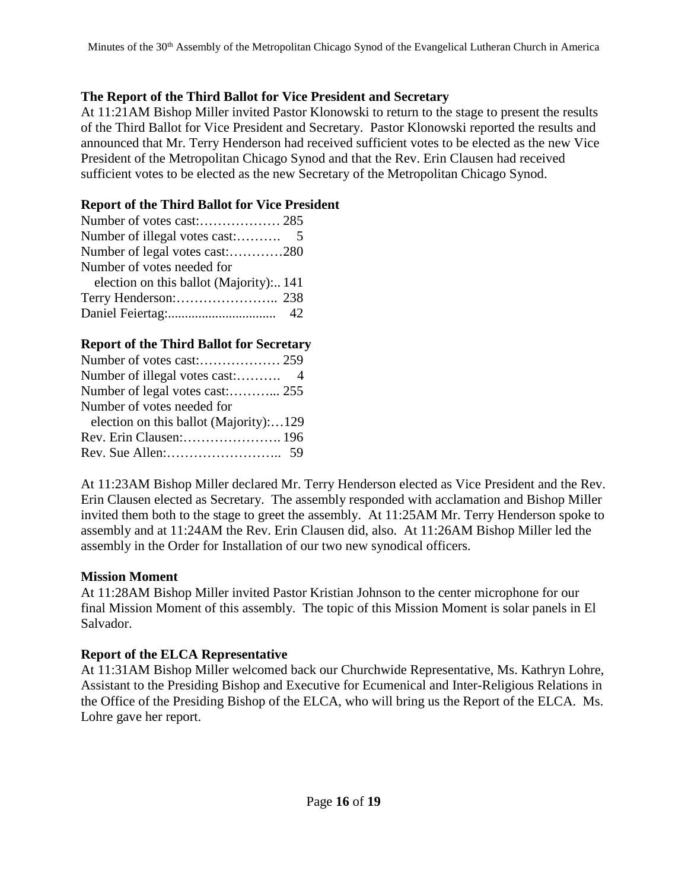### The Report of the Third Ballot for Vice President and Secretary

At 11:21AM Bishop Miller invited Pastor Klonowski to return to the stage to present the results of the Third Ballot for Vice President and Secretary. Pastor Klonowski reported the results and announced that Mr. Terry Henderson had received sufficient votes to be elected as the new Vice President of the Metropolitan Chicago Synod and that the Rev. Erin Clausen had received sufficient votes to be elected as the new Secretary of the Metropolitan Chicago Synod.

### Report of the Third Ballot for Vice President

Number of votes cast:……………… 285
Number of illegal votes cast:………. 5
Number of legal votes cast:…………280
Number of votes needed for
election on this ballot (Majority):.. 141
Terry Henderson:………………….. 238
Daniel Feiertag:................................ 42

### Report of the Third Ballot for Secretary

Number of votes cast:……………… 259
Number of illegal votes cast:………. 4
Number of legal votes cast:………... 255
Number of votes needed for
election on this ballot (Majority):…129
Rev. Erin Clausen:…………………. 196
Rev. Sue Allen:…………………….. 59

At 11:23AM Bishop Miller declared Mr. Terry Henderson elected as Vice President and the Rev. Erin Clausen elected as Secretary. The assembly responded with acclamation and Bishop Miller invited them both to the stage to greet the assembly. At 11:25AM Mr. Terry Henderson spoke to assembly and at 11:24AM the Rev. Erin Clausen did, also. At 11:26AM Bishop Miller led the assembly in the Order for Installation of our two new synodical officers.

### Mission Moment

At 11:28AM Bishop Miller invited Pastor Kristian Johnson to the center microphone for our final Mission Moment of this assembly. The topic of this Mission Moment is solar panels in El Salvador.

### Report of the ELCA Representative

At 11:31AM Bishop Miller welcomed back our Churchwide Representative, Ms. Kathryn Lohre, Assistant to the Presiding Bishop and Executive for Ecumenical and Inter-Religious Relations in the Office of the Presiding Bishop of the ELCA, who will bring us the Report of the ELCA. Ms. Lohre gave her report.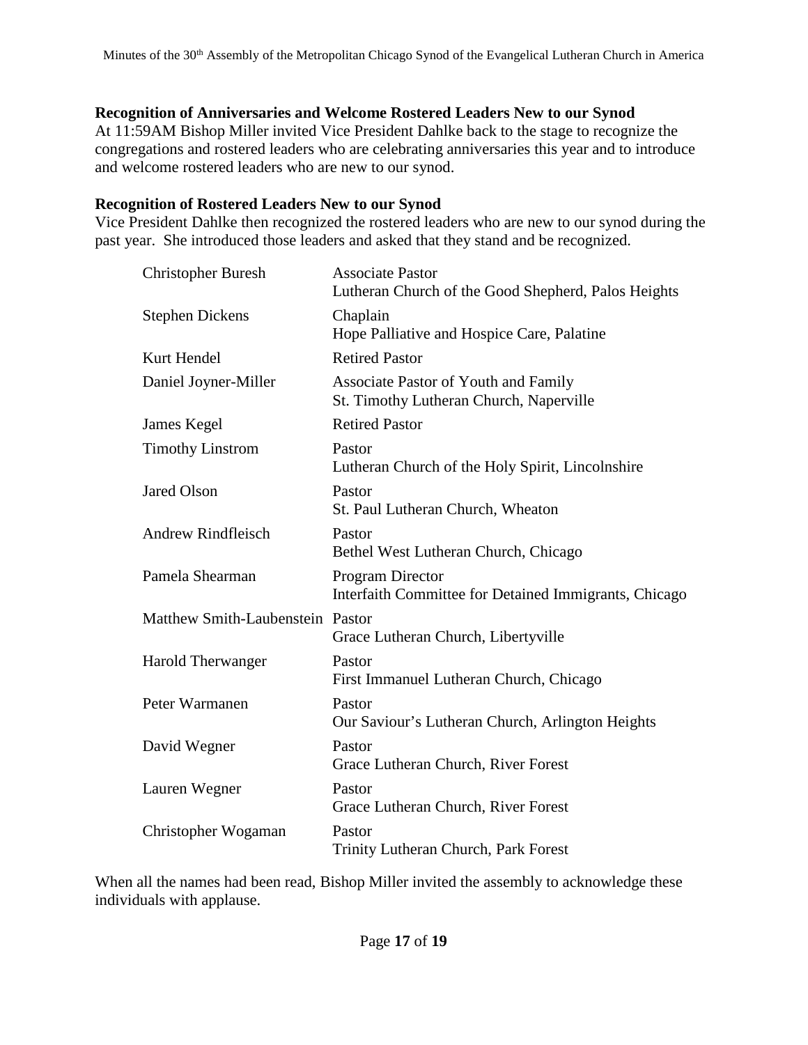### Recognition of Anniversaries and Welcome Rostered Leaders New to our Synod

At 11:59AM Bishop Miller invited Vice President Dahlke back to the stage to recognize the congregations and rostered leaders who are celebrating anniversaries this year and to introduce and welcome rostered leaders who are new to our synod.

### Recognition of Rostered Leaders New to our Synod

Vice President Dahlke then recognized the rostered leaders who are new to our synod during the past year. She introduced those leaders and asked that they stand and be recognized.

| | |
|---|---|
| Christopher Buresh | Associate Pastor<br>Lutheran Church of the Good Shepherd, Palos Heights |
| Stephen Dickens | Chaplain<br>Hope Palliative and Hospice Care, Palatine |
| Kurt Hendel | Retired Pastor |
| Daniel Joyner-Miller | Associate Pastor of Youth and Family<br>St. Timothy Lutheran Church, Naperville |
| James Kegel | Retired Pastor |
| Timothy Linstrom | Pastor<br>Lutheran Church of the Holy Spirit, Lincolnshire |
| Jared Olson | Pastor<br>St. Paul Lutheran Church, Wheaton |
| Andrew Rindfleisch | Pastor<br>Bethel West Lutheran Church, Chicago |
| Pamela Shearman | Program Director<br>Interfaith Committee for Detained Immigrants, Chicago |
| Matthew Smith-Laubenstein | Pastor<br>Grace Lutheran Church, Libertyville |
| Harold Therwanger | Pastor<br>First Immanuel Lutheran Church, Chicago |
| Peter Warmanen | Pastor<br>Our Saviour's Lutheran Church, Arlington Heights |
| David Wegner | Pastor<br>Grace Lutheran Church, River Forest |
| Lauren Wegner | Pastor<br>Grace Lutheran Church, River Forest |
| Christopher Wogaman | Pastor<br>Trinity Lutheran Church, Park Forest |

When all the names had been read, Bishop Miller invited the assembly to acknowledge these individuals with applause.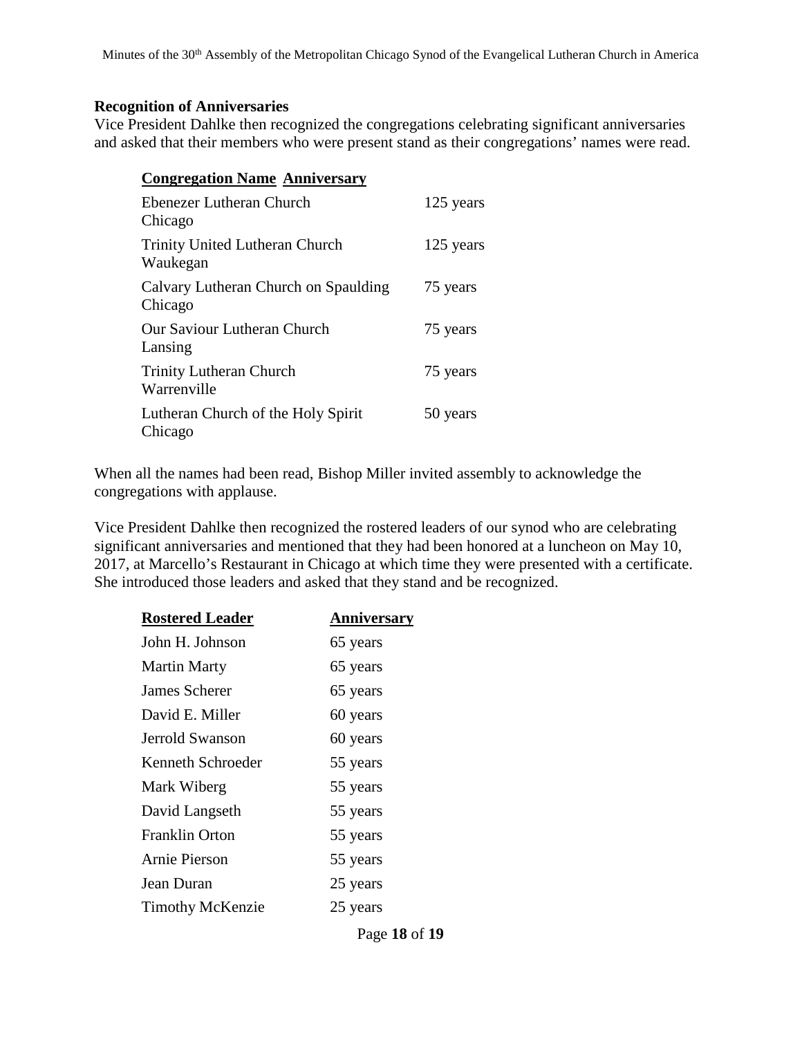**Recognition of Anniversaries**

Vice President Dahlke then recognized the congregations celebrating significant anniversaries and asked that their members who were present stand as their congregations' names were read.

| Congregation Name | Anniversary |
|---|---|
| Ebenezer Lutheran Church<br>Chicago | 125 years |
| Trinity United Lutheran Church<br>Waukegan | 125 years |
| Calvary Lutheran Church on Spaulding<br>Chicago | 75 years |
| Our Saviour Lutheran Church<br>Lansing | 75 years |
| Trinity Lutheran Church<br>Warrenville | 75 years |
| Lutheran Church of the Holy Spirit<br>Chicago | 50 years |

When all the names had been read, Bishop Miller invited assembly to acknowledge the congregations with applause.

Vice President Dahlke then recognized the rostered leaders of our synod who are celebrating significant anniversaries and mentioned that they had been honored at a luncheon on May 10, 2017, at Marcello's Restaurant in Chicago at which time they were presented with a certificate. She introduced those leaders and asked that they stand and be recognized.

| Rostered Leader | Anniversary |
|---|---|
| John H. Johnson | 65 years |
| Martin Marty | 65 years |
| James Scherer | 65 years |
| David E. Miller | 60 years |
| Jerrold Swanson | 60 years |
| Kenneth Schroeder | 55 years |
| Mark Wiberg | 55 years |
| David Langseth | 55 years |
| Franklin Orton | 55 years |
| Arnie Pierson | 55 years |
| Jean Duran | 25 years |
| Timothy McKenzie | 25 years |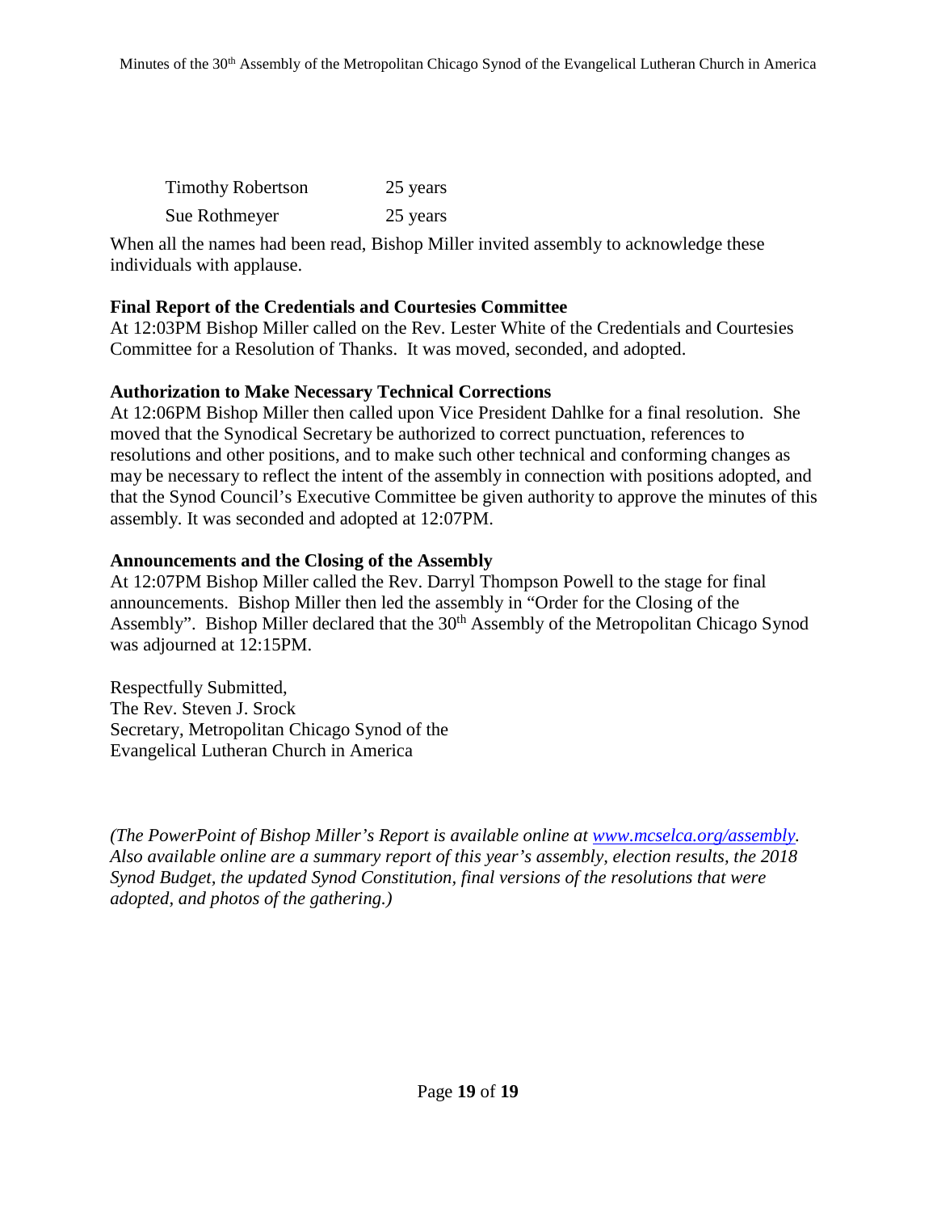| | |
|---|---|
| Timothy Robertson | 25 years |
| Sue Rothmeyer | 25 years |

When all the names had been read, Bishop Miller invited assembly to acknowledge these individuals with applause.

**Final Report of the Credentials and Courtesies Committee**

At 12:03PM Bishop Miller called on the Rev. Lester White of the Credentials and Courtesies Committee for a Resolution of Thanks. It was moved, seconded, and adopted.

**Authorization to Make Necessary Technical Corrections**

At 12:06PM Bishop Miller then called upon Vice President Dahlke for a final resolution. She moved that the Synodical Secretary be authorized to correct punctuation, references to resolutions and other positions, and to make such other technical and conforming changes as may be necessary to reflect the intent of the assembly in connection with positions adopted, and that the Synod Council's Executive Committee be given authority to approve the minutes of this assembly. It was seconded and adopted at 12:07PM.

**Announcements and the Closing of the Assembly**

At 12:07PM Bishop Miller called the Rev. Darryl Thompson Powell to the stage for final announcements. Bishop Miller then led the assembly in "Order for the Closing of the Assembly". Bishop Miller declared that the 30th Assembly of the Metropolitan Chicago Synod was adjourned at 12:15PM.

Respectfully Submitted,
The Rev. Steven J. Srock
Secretary, Metropolitan Chicago Synod of the
Evangelical Lutheran Church in America

*(The PowerPoint of Bishop Miller's Report is available online at www.mcselca.org/assembly. Also available online are a summary report of this year's assembly, election results, the 2018 Synod Budget, the updated Synod Constitution, final versions of the resolutions that were adopted, and photos of the gathering.)*